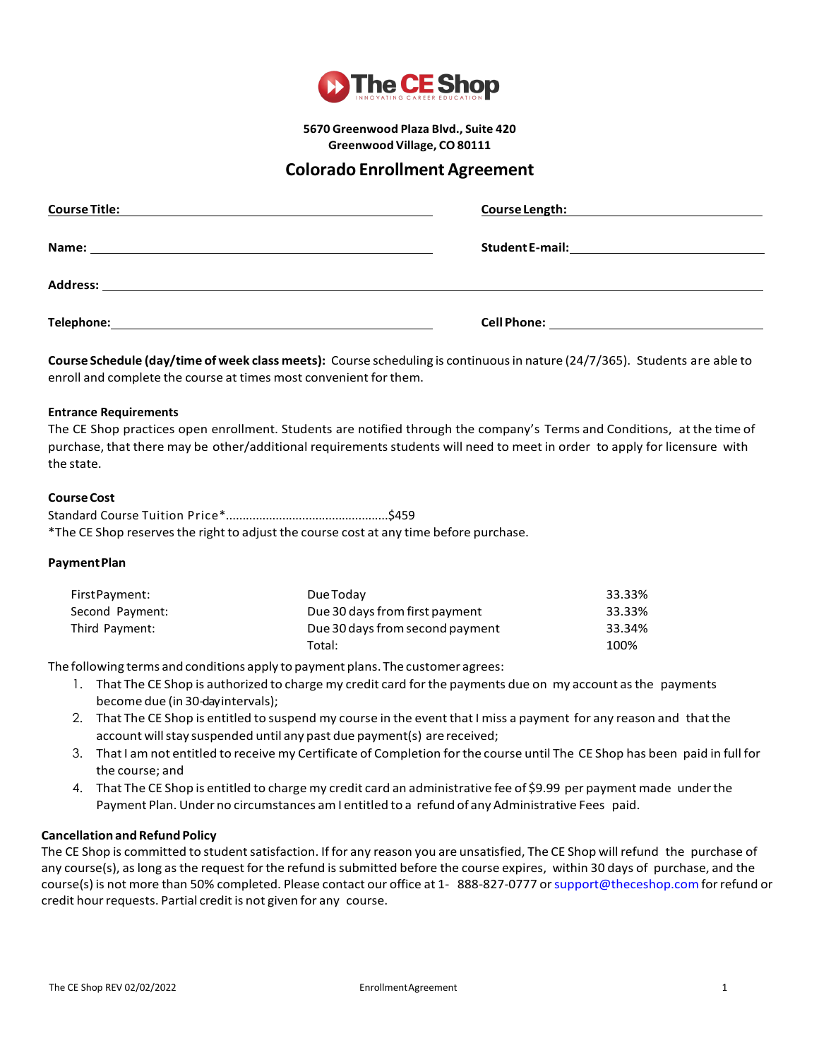**The CE Shop**

**5670 Greenwood Plaza Blvd., Suite 420**
**Greenwood Village, CO 80111**

# Colorado Enrollment Agreement

**Course Title:** ______________________ **Course Length:** ______________________

**Name:** ______________________ **Student E-mail:** ______________________

**Address:** ______________________

**Telephone:** ______________________ **Cell Phone:** ______________________

**Course Schedule (day/time of week class meets):** Course scheduling is continuous in nature (24/7/365). Students are able to enroll and complete the course at times most convenient for them.

### Entrance Requirements

The CE Shop practices open enrollment. Students are notified through the company's Terms and Conditions, at the time of purchase, that there may be other/additional requirements students will need to meet in order to apply for licensure with the state.

### Course Cost

Standard Course Tuition Price*................................................$459

*The CE Shop reserves the right to adjust the course cost at any time before purchase.

### Payment Plan

| | | |
|---|---|---|
| First Payment: | Due Today | 33.33% |
| Second Payment: | Due 30 days from first payment | 33.33% |
| Third Payment: | Due 30 days from second payment | 33.34% |
| | Total: | 100% |

The following terms and conditions apply to payment plans. The customer agrees:

1. That The CE Shop is authorized to charge my credit card for the payments due on my account as the payments become due (in 30-day intervals);
2. That The CE Shop is entitled to suspend my course in the event that I miss a payment for any reason and that the account will stay suspended until any past due payment(s) are received;
3. That I am not entitled to receive my Certificate of Completion for the course until The CE Shop has been paid in full for the course; and
4. That The CE Shop is entitled to charge my credit card an administrative fee of $9.99 per payment made under the Payment Plan. Under no circumstances am I entitled to a refund of any Administrative Fees paid.

### Cancellation and Refund Policy

The CE Shop is committed to student satisfaction. If for any reason you are unsatisfied, The CE Shop will refund the purchase of any course(s), as long as the request for the refund is submitted before the course expires, within 30 days of purchase, and the course(s) is not more than 50% completed. Please contact our office at 1- 888-827-0777 or support@theceshop.com for refund or credit hour requests. Partial credit is not given for any course.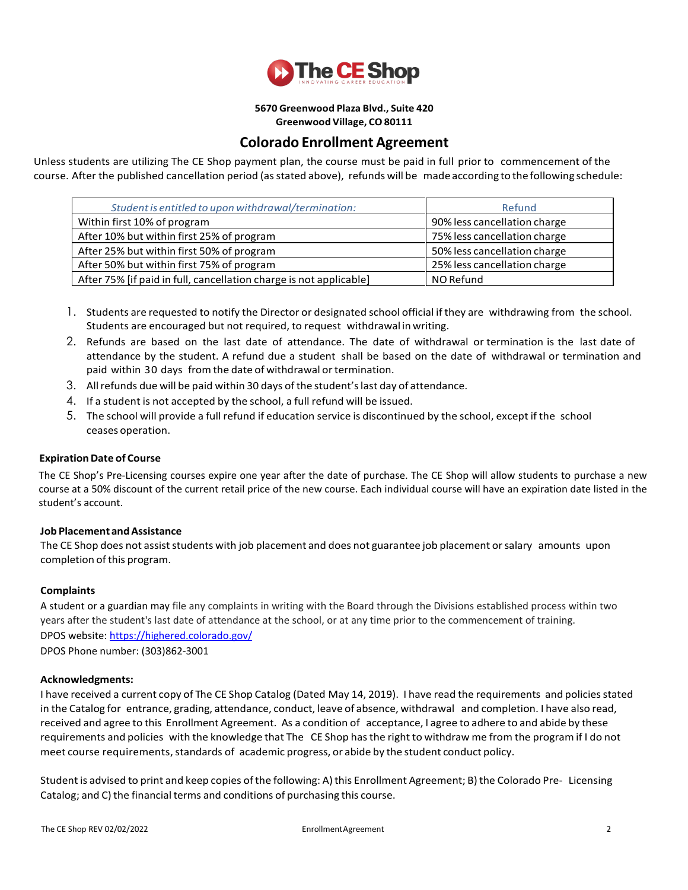**The CE Shop**

**5670 Greenwood Plaza Blvd., Suite 420**
**Greenwood Village, CO 80111**

# Colorado Enrollment Agreement

Unless students are utilizing The CE Shop payment plan, the course must be paid in full prior to commencement of the course. After the published cancellation period (as stated above), refunds will be made according to the following schedule:

| *Student is entitled to upon withdrawal/termination:* | Refund |
|---|---|
| Within first 10% of program | 90% less cancellation charge |
| After 10% but within first 25% of program | 75% less cancellation charge |
| After 25% but within first 50% of program | 50% less cancellation charge |
| After 50% but within first 75% of program | 25% less cancellation charge |
| After 75% [if paid in full, cancellation charge is not applicable] | NO Refund |

1. Students are requested to notify the Director or designated school official if they are withdrawing from the school. Students are encouraged but not required, to request withdrawal in writing.
2. Refunds are based on the last date of attendance. The date of withdrawal or termination is the last date of attendance by the student. A refund due a student shall be based on the date of withdrawal or termination and paid within 30 days from the date of withdrawal or termination.
3. All refunds due will be paid within 30 days of the student's last day of attendance.
4. If a student is not accepted by the school, a full refund will be issued.
5. The school will provide a full refund if education service is discontinued by the school, except if the school ceases operation.

**Expiration Date of Course**

The CE Shop's Pre-Licensing courses expire one year after the date of purchase. The CE Shop will allow students to purchase a new course at a 50% discount of the current retail price of the new course. Each individual course will have an expiration date listed in the student's account.

**Job Placement and Assistance**

The CE Shop does not assist students with job placement and does not guarantee job placement or salary amounts upon completion of this program.

**Complaints**

A student or a guardian may file any complaints in writing with the Board through the Divisions established process within two years after the student's last date of attendance at the school, or at any time prior to the commencement of training.

DPOS website: https://highered.colorado.gov/

DPOS Phone number: (303)862-3001

**Acknowledgments:**

I have received a current copy of The CE Shop Catalog (Dated May 14, 2019). I have read the requirements and policies stated in the Catalog for entrance, grading, attendance, conduct, leave of absence, withdrawal and completion. I have also read, received and agree to this Enrollment Agreement. As a condition of acceptance, I agree to adhere to and abide by these requirements and policies with the knowledge that The CE Shop has the right to withdraw me from the program if I do not meet course requirements, standards of academic progress, or abide by the student conduct policy.

Student is advised to print and keep copies of the following: A) this Enrollment Agreement; B) the Colorado Pre- Licensing Catalog; and C) the financial terms and conditions of purchasing this course.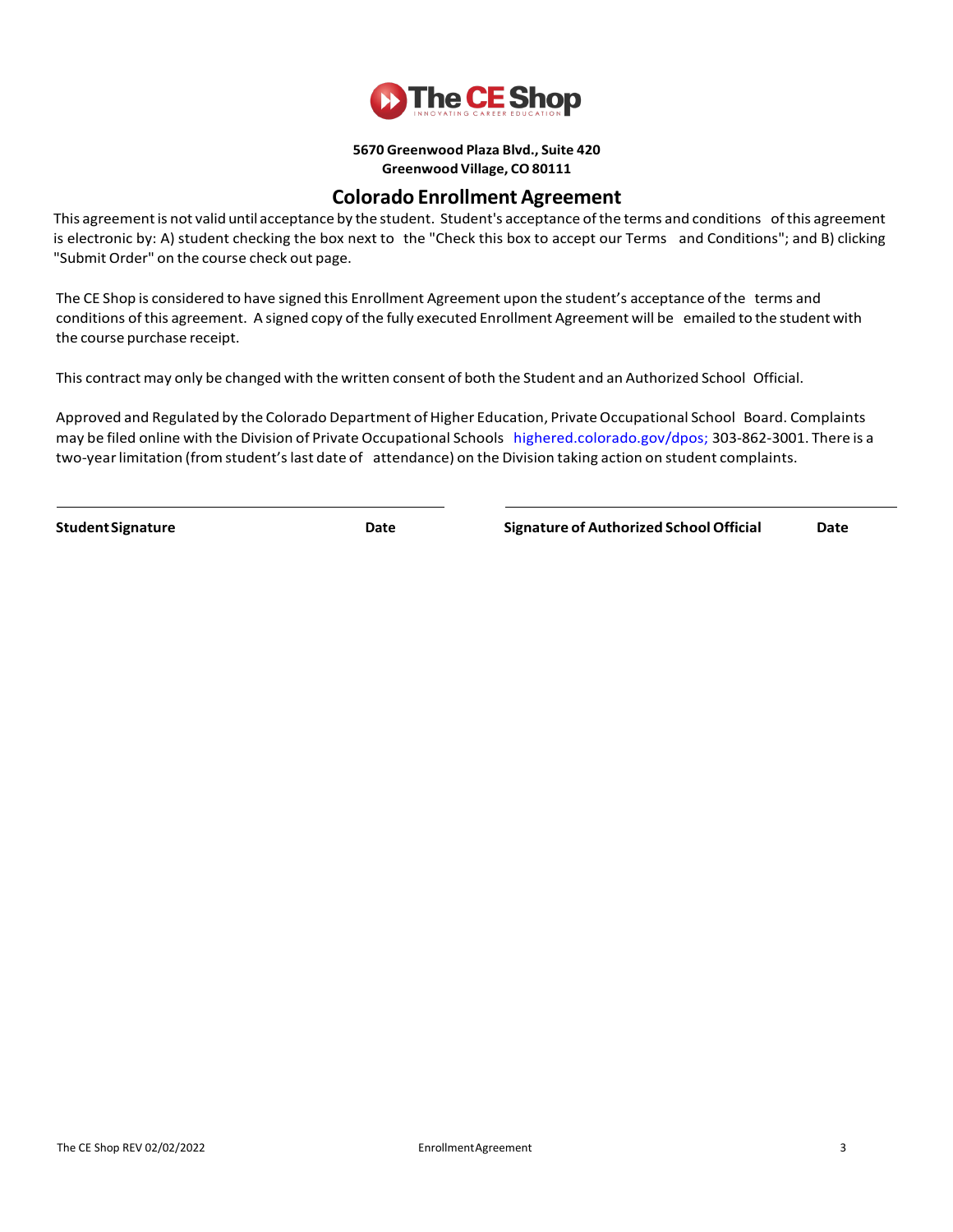**5670 Greenwood Plaza Blvd., Suite 420**
**Greenwood Village, CO 80111**

# Colorado Enrollment Agreement

This agreement is not valid until acceptance by the student. Student's acceptance of the terms and conditions of this agreement is electronic by: A) student checking the box next to the "Check this box to accept our Terms and Conditions"; and B) clicking "Submit Order" on the course check out page.

The CE Shop is considered to have signed this Enrollment Agreement upon the student's acceptance of the terms and conditions of this agreement. A signed copy of the fully executed Enrollment Agreement will be emailed to the student with the course purchase receipt.

This contract may only be changed with the written consent of both the Student and an Authorized School Official.

Approved and Regulated by the Colorado Department of Higher Education, Private Occupational School Board. Complaints may be filed online with the Division of Private Occupational Schools highered.colorado.gov/dpos; 303-862-3001. There is a two-year limitation (from student's last date of attendance) on the Division taking action on student complaints.

\_\_\_\_\_\_\_\_\_\_\_\_\_\_\_\_\_\_\_\_\_\_\_\_\_\_\_\_\_\_\_\_\_\_\_\_\_\_\_\_ \_\_\_\_\_\_\_\_\_\_\_\_\_\_\_\_\_\_\_\_\_\_\_\_\_\_\_\_\_\_\_\_\_\_\_\_\_\_\_\_

**Student Signature** **Date** **Signature of Authorized School Official** **Date**